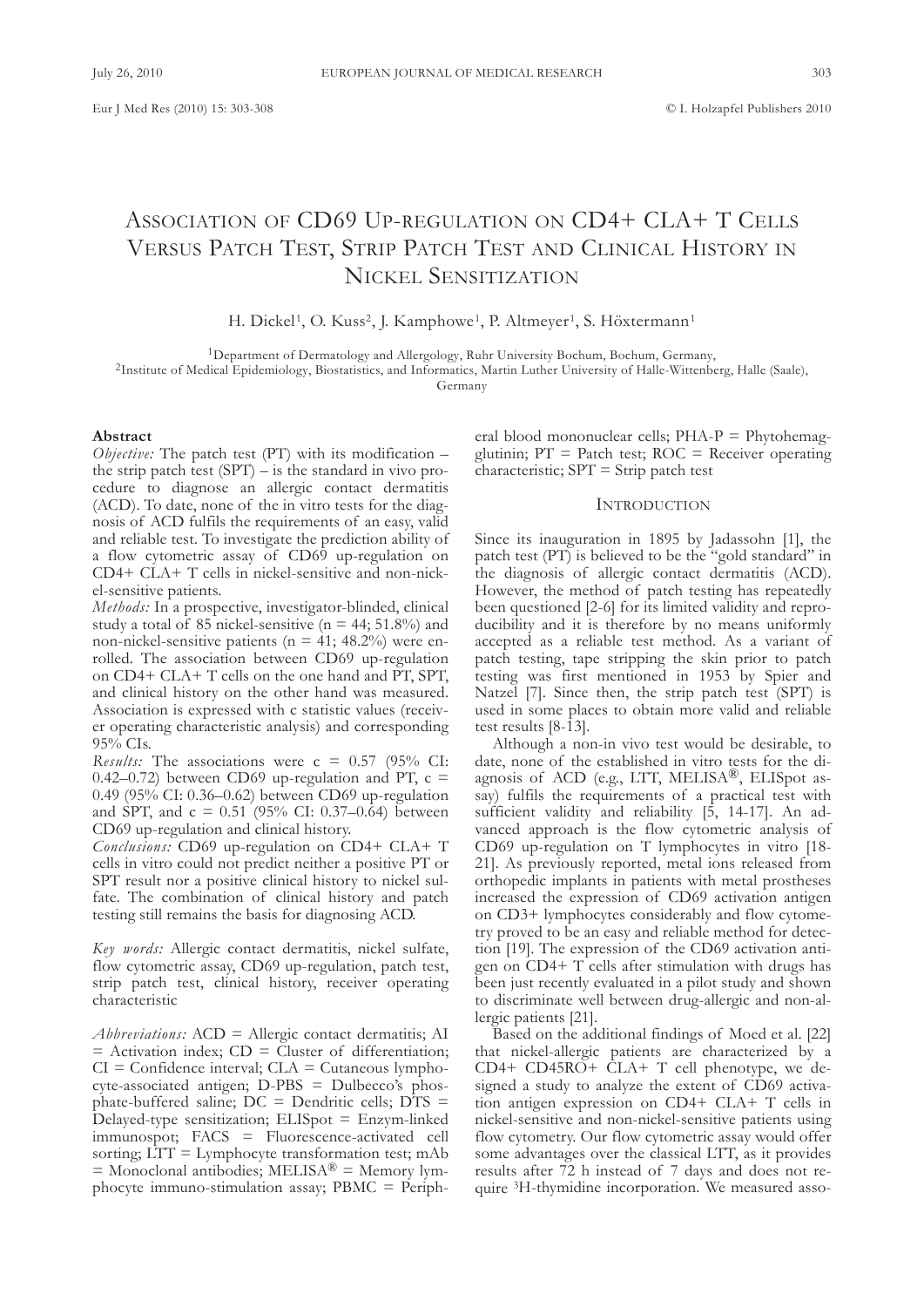# Association of CD69 Up-regulation on CD4+ CLA+ T Cells Versus Patch Test, Strip Patch Test and Clinical History in Nickel Sensitization

H. Dickel[1], O. Kuss[2], J. Kamphowe[1], P. Altmeyer[1], S. Höxtermann[1]

[1]Department of Dermatology and Allergology, Ruhr University Bochum, Bochum, Germany,
[2]Institute of Medical Epidemiology, Biostatistics, and Informatics, Martin Luther University of Halle-Wittenberg, Halle (Saale), Germany

## Abstract

*Objective:* The patch test (PT) with its modification – the strip patch test (SPT) – is the standard in vivo procedure to diagnose an allergic contact dermatitis (ACD). To date, none of the in vitro tests for the diagnosis of ACD fulfils the requirements of an easy, valid and reliable test. To investigate the prediction ability of a flow cytometric assay of CD69 up-regulation on CD4+ CLA+ T cells in nickel-sensitive and non-nickel-sensitive patients.

*Methods:* In a prospective, investigator-blinded, clinical study a total of 85 nickel-sensitive (n = 44; 51.8%) and non-nickel-sensitive patients (n = 41; 48.2%) were enrolled. The association between CD69 up-regulation on CD4+ CLA+ T cells on the one hand and PT, SPT, and clinical history on the other hand was measured. Association is expressed with c statistic values (receiver operating characteristic analysis) and corresponding 95% CIs.

*Results:* The associations were c = 0.57 (95% CI: 0.42–0.72) between CD69 up-regulation and PT, c = 0.49 (95% CI: 0.36–0.62) between CD69 up-regulation and SPT, and c = 0.51 (95% CI: 0.37–0.64) between CD69 up-regulation and clinical history.

*Conclusions:* CD69 up-regulation on CD4+ CLA+ T cells in vitro could not predict neither a positive PT or SPT result nor a positive clinical history to nickel sulfate. The combination of clinical history and patch testing still remains the basis for diagnosing ACD.

*Key words:* Allergic contact dermatitis, nickel sulfate, flow cytometric assay, CD69 up-regulation, patch test, strip patch test, clinical history, receiver operating characteristic

*Abbreviations:* ACD = Allergic contact dermatitis; AI = Activation index; CD = Cluster of differentiation; CI = Confidence interval; CLA = Cutaneous lymphocyte-associated antigen; D-PBS = Dulbecco's phosphate-buffered saline; DC = Dendritic cells; DTS = Delayed-type sensitization; ELISpot = Enzym-linked immunospot; FACS = Fluorescence-activated cell sorting; LTT = Lymphocyte transformation test; mAb = Monoclonal antibodies; MELISA® = Memory lymphocyte immuno-stimulation assay; PBMC = Peripheral blood mononuclear cells; PHA-P = Phytohemagglutinin; PT = Patch test; ROC = Receiver operating characteristic; SPT = Strip patch test

## Introduction

Since its inauguration in 1895 by Jadassohn [1], the patch test (PT) is believed to be the "gold standard" in the diagnosis of allergic contact dermatitis (ACD). However, the method of patch testing has repeatedly been questioned [2-6] for its limited validity and reproducibility and it is therefore by no means uniformly accepted as a reliable test method. As a variant of patch testing, tape stripping the skin prior to patch testing was first mentioned in 1953 by Spier and Natzel [7]. Since then, the strip patch test (SPT) is used in some places to obtain more valid and reliable test results [8-13].

Although a non-in vivo test would be desirable, to date, none of the established in vitro tests for the diagnosis of ACD (e.g., LTT, MELISA®, ELISpot assay) fulfils the requirements of a practical test with sufficient validity and reliability [5, 14-17]. An advanced approach is the flow cytometric analysis of CD69 up-regulation on T lymphocytes in vitro [18-21]. As previously reported, metal ions released from orthopedic implants in patients with metal prostheses increased the expression of CD69 activation antigen on CD3+ lymphocytes considerably and flow cytometry proved to be an easy and reliable method for detection [19]. The expression of the CD69 activation antigen on CD4+ T cells after stimulation with drugs has been just recently evaluated in a pilot study and shown to discriminate well between drug-allergic and non-allergic patients [21].

Based on the additional findings of Moed et al. [22] that nickel-allergic patients are characterized by a CD4+ CD45RO+ CLA+ T cell phenotype, we designed a study to analyze the extent of CD69 activation antigen expression on CD4+ CLA+ T cells in nickel-sensitive and non-nickel-sensitive patients using flow cytometry. Our flow cytometric assay would offer some advantages over the classical LTT, as it provides results after 72 h instead of 7 days and does not require $^{3}$H-thymidine incorporation. We measured asso-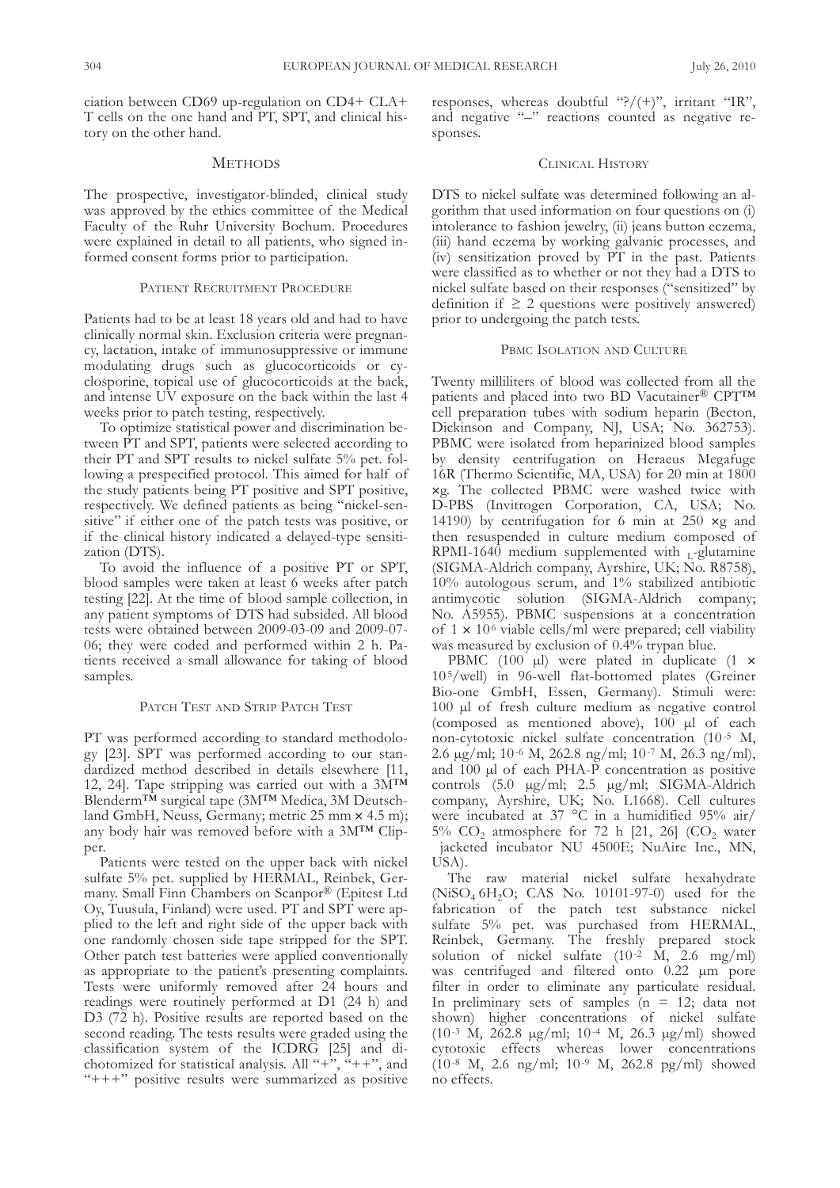ciation between CD69 up-regulation on CD4+ CLA+ T cells on the one hand and PT, SPT, and clinical history on the other hand.

## Methods

The prospective, investigator-blinded, clinical study was approved by the ethics committee of the Medical Faculty of the Ruhr University Bochum. Procedures were explained in detail to all patients, who signed informed consent forms prior to participation.

### Patient Recruitment Procedure

Patients had to be at least 18 years old and had to have clinically normal skin. Exclusion criteria were pregnancy, lactation, intake of immunosuppressive or immune modulating drugs such as glucocorticoids or cyclosporine, topical use of glucocorticoids at the back, and intense UV exposure on the back within the last 4 weeks prior to patch testing, respectively.

To optimize statistical power and discrimination between PT and SPT, patients were selected according to their PT and SPT results to nickel sulfate 5% pet. following a prespecified protocol. This aimed for half of the study patients being PT positive and SPT positive, respectively. We defined patients as being "nickel-sensitive" if either one of the patch tests was positive, or if the clinical history indicated a delayed-type sensitization (DTS).

To avoid the influence of a positive PT or SPT, blood samples were taken at least 6 weeks after patch testing [22]. At the time of blood sample collection, in any patient symptoms of DTS had subsided. All blood tests were obtained between 2009-03-09 and 2009-07-06; they were coded and performed within 2 h. Patients received a small allowance for taking of blood samples.

### Patch Test and Strip Patch Test

PT was performed according to standard methodology [23]. SPT was performed according to our standardized method described in details elsewhere [11, 12, 24]. Tape stripping was carried out with a 3M™ Blenderm™ surgical tape (3M™ Medica, 3M Deutschland GmbH, Neuss, Germany; metric 25 mm × 4.5 m); any body hair was removed before with a 3M™ Clipper.

Patients were tested on the upper back with nickel sulfate 5% pet. supplied by HERMAL, Reinbek, Germany. Small Finn Chambers on Scanpor® (Epitest Ltd Oy, Tuusula, Finland) were used. PT and SPT were applied to the left and right side of the upper back with one randomly chosen side tape stripped for the SPT. Other patch test batteries were applied conventionally as appropriate to the patient's presenting complaints. Tests were uniformly removed after 24 hours and readings were routinely performed at D1 (24 h) and D3 (72 h). Positive results are reported based on the second reading. The tests results were graded using the classification system of the ICDRG [25] and dichotomized for statistical analysis. All "+", "++", and "+++" positive results were summarized as positive responses, whereas doubtful "?/(+)", irritant "IR", and negative "–" reactions counted as negative responses.

### Clinical History

DTS to nickel sulfate was determined following an algorithm that used information on four questions on (i) intolerance to fashion jewelry, (ii) jeans button eczema, (iii) hand eczema by working galvanic processes, and (iv) sensitization proved by PT in the past. Patients were classified as to whether or not they had a DTS to nickel sulfate based on their responses ("sensitized" by definition if $\geq 2$ questions were positively answered) prior to undergoing the patch tests.

### PBMC Isolation and Culture

Twenty milliliters of blood was collected from all the patients and placed into two BD Vacutainer® CPT™ cell preparation tubes with sodium heparin (Becton, Dickinson and Company, NJ, USA; No. 362753). PBMC were isolated from heparinized blood samples by density centrifugation on Heraeus Megafuge 16R (Thermo Scientific, MA, USA) for 20 min at 1800 ×g. The collected PBMC were washed twice with D-PBS (Invitrogen Corporation, CA, USA; No. 14190) by centrifugation for 6 min at 250 ×g and then resuspended in culture medium composed of RPMI-1640 medium supplemented with $_L$-glutamine (SIGMA-Aldrich company, Ayrshire, UK; No. R8758), 10% autologous serum, and 1% stabilized antibiotic antimycotic solution (SIGMA-Aldrich company; No. A5955). PBMC suspensions at a concentration of $1 \times 10^6$ viable cells/ml were prepared; cell viability was measured by exclusion of 0.4% trypan blue.

PBMC (100 µl) were plated in duplicate ($1 \times 10^5$/well) in 96-well flat-bottomed plates (Greiner Bio-one GmbH, Essen, Germany). Stimuli were: 100 µl of fresh culture medium as negative control (composed as mentioned above), 100 µl of each non-cytotoxic nickel sulfate concentration ($10^{-5}$ M, 2.6 µg/ml; $10^{-6}$ M, 262.8 ng/ml; $10^{-7}$ M, 26.3 ng/ml), and 100 µl of each PHA-P concentration as positive controls (5.0 µg/ml; 2.5 µg/ml; SIGMA-Aldrich company, Ayrshire, UK; No. L1668). Cell cultures were incubated at 37 °C in a humidified 95% air/ 5% $CO_2$ atmosphere for 72 h [21, 26] ($CO_2$ water jacketed incubator NU 4500E; NuAire Inc., MN, USA).

The raw material nickel sulfate hexahydrate ($NiSO_4 6H_2O$; CAS No. 10101-97-0) used for the fabrication of the patch test substance nickel sulfate 5% pet. was purchased from HERMAL, Reinbek, Germany. The freshly prepared stock solution of nickel sulfate ($10^{-2}$ M, 2.6 mg/ml) was centrifuged and filtered onto 0.22 µm pore filter in order to eliminate any particulate residual. In preliminary sets of samples (n = 12; data not shown) higher concentrations of nickel sulfate ($10^{-3}$ M, 262.8 µg/ml; $10^{-4}$ M, 26.3 µg/ml) showed cytotoxic effects whereas lower concentrations ($10^{-8}$ M, 2.6 ng/ml; $10^{-9}$ M, 262.8 pg/ml) showed no effects.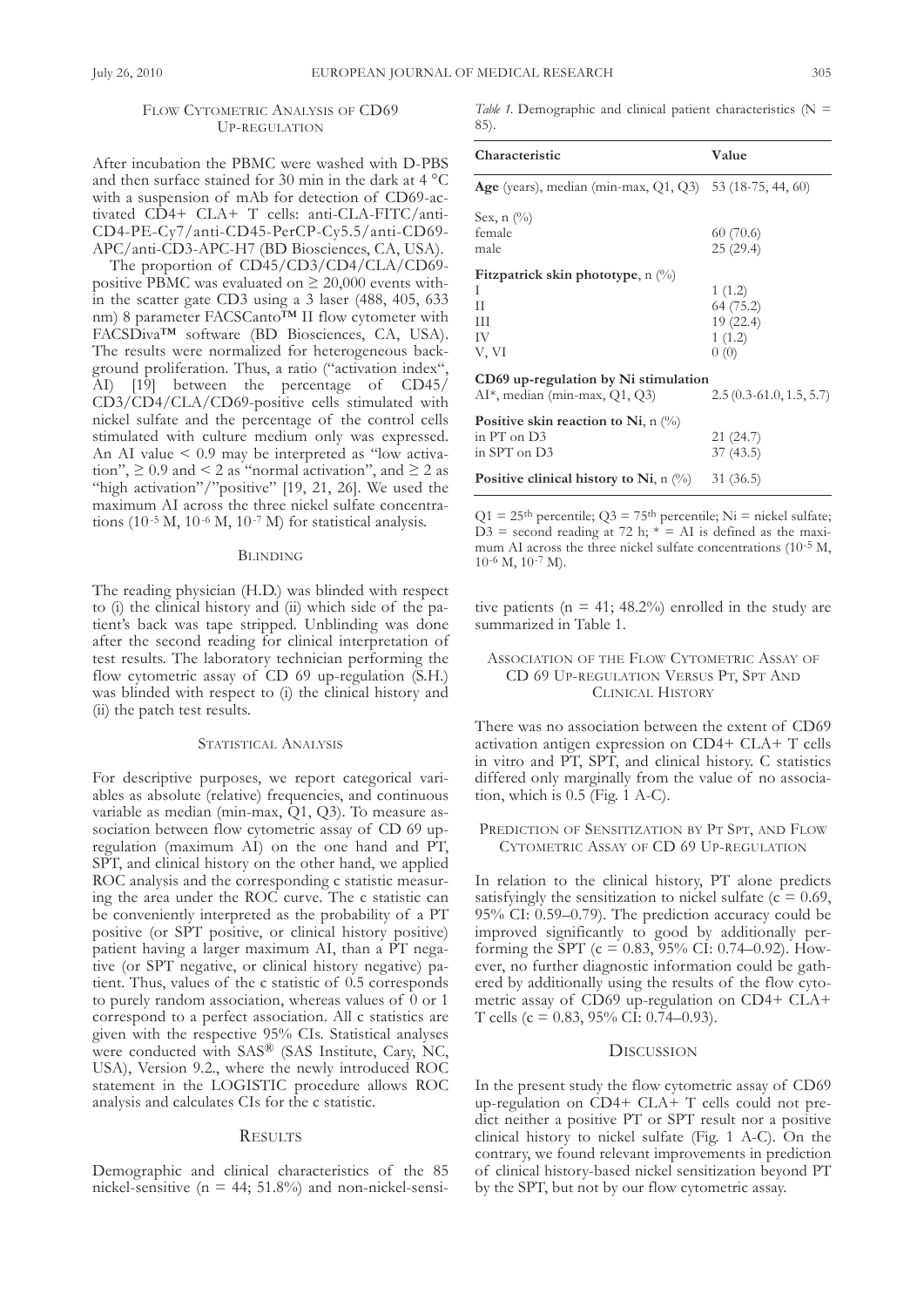### Flow Cytometric Analysis of CD69 Up-regulation

After incubation the PBMC were washed with D-PBS and then surface stained for 30 min in the dark at 4 °C with a suspension of mAb for detection of CD69-activated CD4+ CLA+ T cells: anti-CLA-FITC/anti-CD4-PE-Cy7/anti-CD45-PerCP-Cy5.5/anti-CD69-APC/anti-CD3-APC-H7 (BD Biosciences, CA, USA).

The proportion of CD45/CD3/CD4/CLA/CD69-positive PBMC was evaluated on ≥ 20,000 events within the scatter gate CD3 using a 3 laser (488, 405, 633 nm) 8 parameter FACSCanto™ II flow cytometer with FACSDiva™ software (BD Biosciences, CA, USA). The results were normalized for heterogeneous background proliferation. Thus, a ratio ("activation index", AI) [19] between the percentage of CD45/CD3/CD4/CLA/CD69-positive cells stimulated with nickel sulfate and the percentage of the control cells stimulated with culture medium only was expressed. An AI value < 0.9 may be interpreted as "low activation", ≥ 0.9 and < 2 as "normal activation", and ≥ 2 as "high activation"/"positive" [19, 21, 26]. We used the maximum AI across the three nickel sulfate concentrations ($10^{-5}$ M, $10^{-6}$ M, $10^{-7}$ M) for statistical analysis.

### Blinding

The reading physician (H.D.) was blinded with respect to (i) the clinical history and (ii) which side of the patient's back was tape stripped. Unblinding was done after the second reading for clinical interpretation of test results. The laboratory technician performing the flow cytometric assay of CD 69 up-regulation (S.H.) was blinded with respect to (i) the clinical history and (ii) the patch test results.

### Statistical Analysis

For descriptive purposes, we report categorical variables as absolute (relative) frequencies, and continuous variable as median (min-max, Q1, Q3). To measure association between flow cytometric assay of CD 69 up-regulation (maximum AI) on the one hand and PT, SPT, and clinical history on the other hand, we applied ROC analysis and the corresponding c statistic measuring the area under the ROC curve. The c statistic can be conveniently interpreted as the probability of a PT positive (or SPT positive, or clinical history positive) patient having a larger maximum AI, than a PT negative (or SPT negative, or clinical history negative) patient. Thus, values of the c statistic of 0.5 corresponds to purely random association, whereas values of 0 or 1 correspond to a perfect association. All c statistics are given with the respective 95% CIs. Statistical analyses were conducted with SAS® (SAS Institute, Cary, NC, USA), Version 9.2., where the newly introduced ROC statement in the LOGISTIC procedure allows ROC analysis and calculates CIs for the c statistic.

## Results

Demographic and clinical characteristics of the 85 nickel-sensitive (n = 44; 51.8%) and non-nickel-sensitive patients (n = 41; 48.2%) enrolled in the study are summarized in Table 1.

*Table 1.* Demographic and clinical patient characteristics (N = 85).

| Characteristic | Value |
|---|---|
| **Age** (years), median (min-max, Q1, Q3) | 53 (18-75, 44, 60) |
| Sex, n (%) | |
| female | 60 (70.6) |
| male | 25 (29.4) |
| **Fitzpatrick skin phototype**, n (%) | |
| I | 1 (1.2) |
| II | 64 (75.2) |
| III | 19 (22.4) |
| IV | 1 (1.2) |
| V, VI | 0 (0) |
| **CD69 up-regulation by Ni stimulation** | |
| AI*, median (min-max, Q1, Q3) | 2.5 (0.3-61.0, 1.5, 5.7) |
| **Positive skin reaction to Ni**, n (%) | |
| in PT on D3 | 21 (24.7) |
| in SPT on D3 | 37 (43.5) |
| **Positive clinical history to Ni**, n (%) | 31 (36.5) |

Q1 = 25th percentile; Q3 = 75th percentile; Ni = nickel sulfate; D3 = second reading at 72 h; * = AI is defined as the maximum AI across the three nickel sulfate concentrations ($10^{-5}$ M, $10^{-6}$ M, $10^{-7}$ M).

### Association of the Flow Cytometric Assay of CD 69 Up-regulation Versus PT, SPT and Clinical History

There was no association between the extent of CD69 activation antigen expression on CD4+ CLA+ T cells in vitro and PT, SPT, and clinical history. C statistics differed only marginally from the value of no association, which is 0.5 (Fig. 1 A-C).

### Prediction of Sensitization by PT SPT, and Flow Cytometric Assay of CD 69 Up-regulation

In relation to the clinical history, PT alone predicts satisfyingly the sensitization to nickel sulfate (c = 0.69, 95% CI: 0.59–0.79). The prediction accuracy could be improved significantly to good by additionally performing the SPT (c = 0.83, 95% CI: 0.74–0.92). However, no further diagnostic information could be gathered by additionally using the results of the flow cytometric assay of CD69 up-regulation on CD4+ CLA+ T cells (c = 0.83, 95% CI: 0.74–0.93).

## Discussion

In the present study the flow cytometric assay of CD69 up-regulation on CD4+ CLA+ T cells could not predict neither a positive PT or SPT result nor a positive clinical history to nickel sulfate (Fig. 1 A-C). On the contrary, we found relevant improvements in prediction of clinical history-based nickel sensitization beyond PT by the SPT, but not by our flow cytometric assay.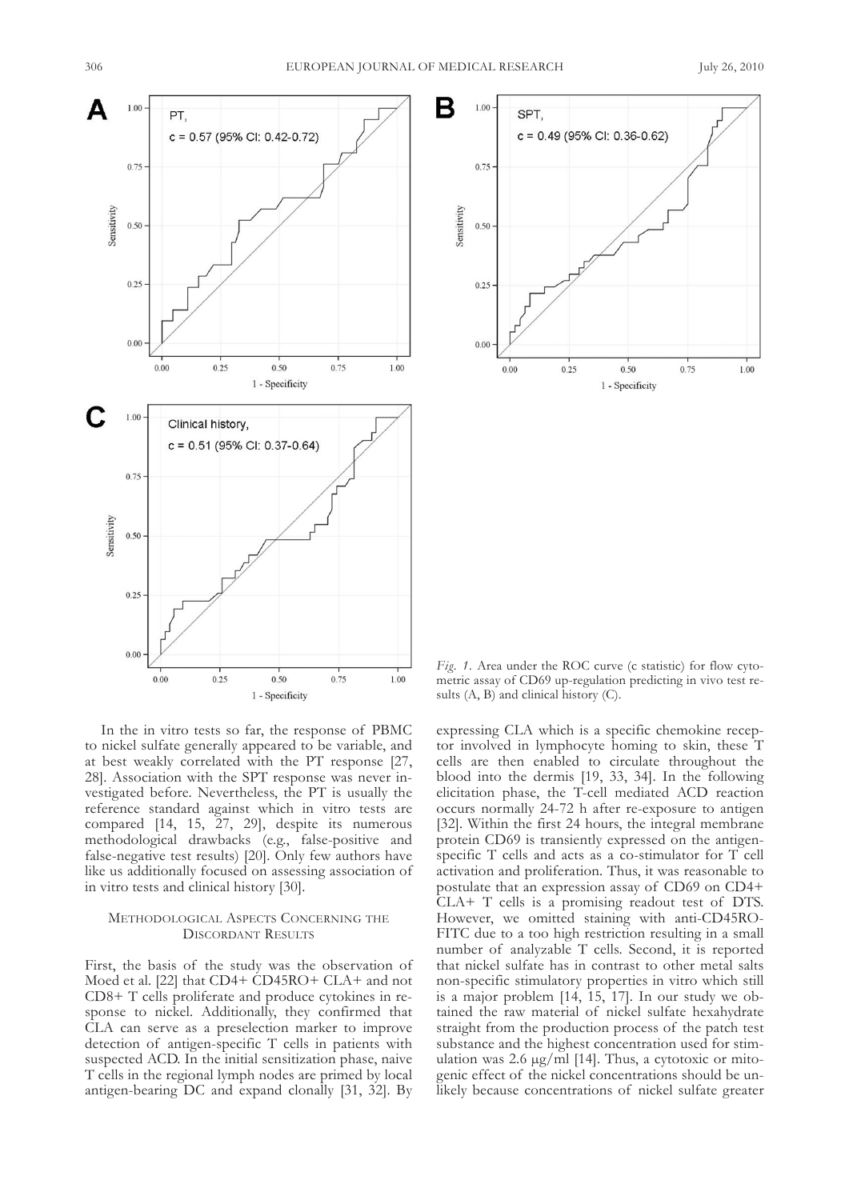Fig. 1. Area under the ROC curve (c statistic) for flow cytometric assay of CD69 up-regulation predicting in vivo test results (A, B) and clinical history (C).

In the in vitro tests so far, the response of PBMC to nickel sulfate generally appeared to be variable, and at best weakly correlated with the PT response [27, 28]. Association with the SPT response was never investigated before. Nevertheless, the PT is usually the reference standard against which in vitro tests are compared [14, 15, 27, 29], despite its numerous methodological drawbacks (e.g., false-positive and false-negative test results) [20]. Only few authors have like us additionally focused on assessing association of in vitro tests and clinical history [30].

### Methodological Aspects Concerning the Discordant Results

First, the basis of the study was the observation of Moed et al. [22] that CD4+ CD45RO+ CLA+ and not CD8+ T cells proliferate and produce cytokines in response to nickel. Additionally, they confirmed that CLA can serve as a preselection marker to improve detection of antigen-specific T cells in patients with suspected ACD. In the initial sensitization phase, naive T cells in the regional lymph nodes are primed by local antigen-bearing DC and expand clonally [31, 32]. By expressing CLA which is a specific chemokine receptor involved in lymphocyte homing to skin, these T cells are then enabled to circulate throughout the blood into the dermis [19, 33, 34]. In the following elicitation phase, the T-cell mediated ACD reaction occurs normally 24-72 h after re-exposure to antigen [32]. Within the first 24 hours, the integral membrane protein CD69 is transiently expressed on the antigen-specific T cells and acts as a co-stimulator for T cell activation and proliferation. Thus, it was reasonable to postulate that an expression assay of CD69 on CD4+ CLA+ T cells is a promising readout test of DTS. However, we omitted staining with anti-CD45RO-FITC due to a too high restriction resulting in a small number of analyzable T cells. Second, it is reported that nickel sulfate has in contrast to other metal salts non-specific stimulatory properties in vitro which still is a major problem [14, 15, 17]. In our study we obtained the raw material of nickel sulfate hexahydrate straight from the production process of the patch test substance and the highest concentration used for stimulation was 2.6 μg/ml [14]. Thus, a cytotoxic or mitogenic effect of the nickel concentrations should be unlikely because concentrations of nickel sulfate greater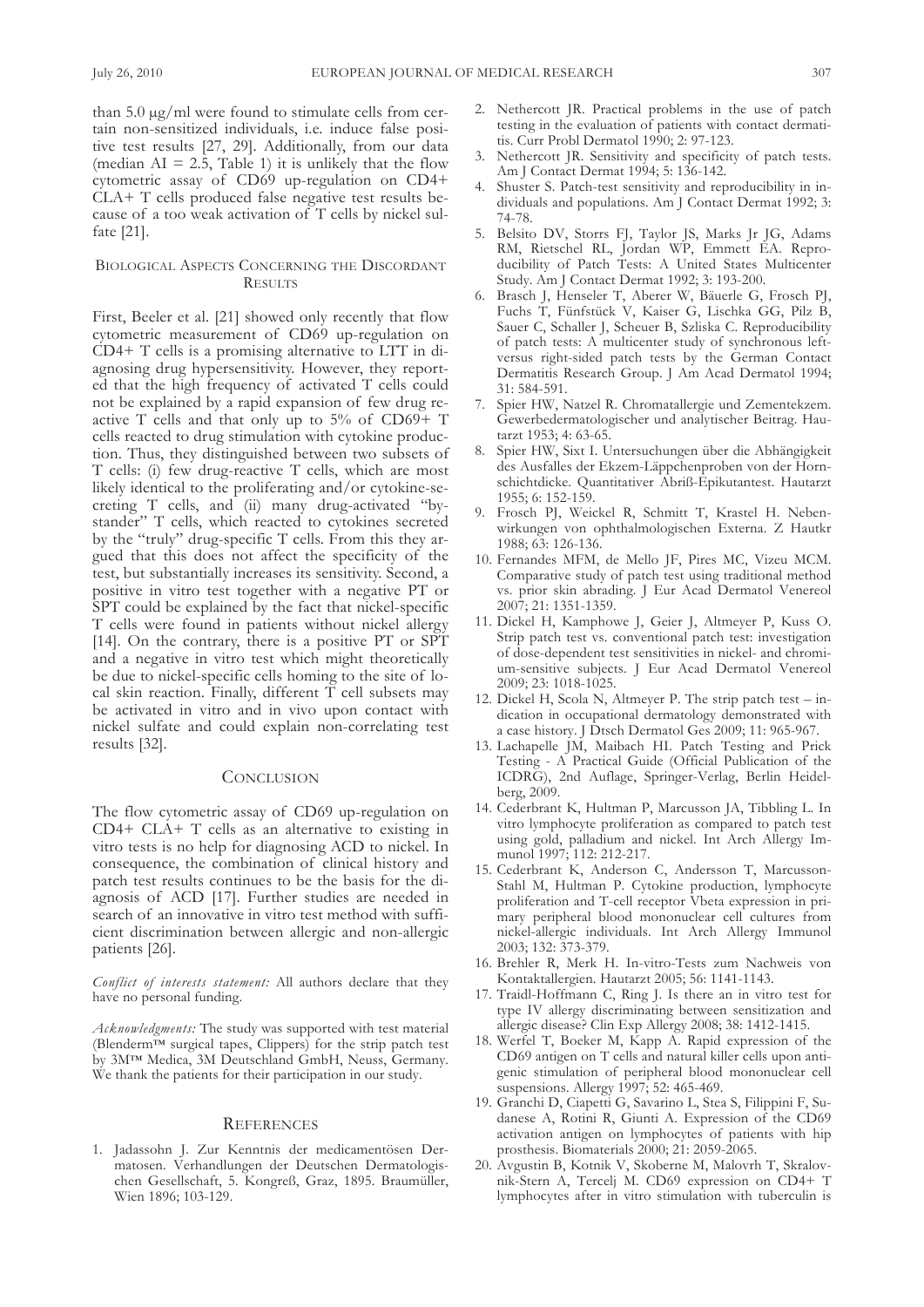than 5.0 μg/ml were found to stimulate cells from certain non-sensitized individuals, i.e. induce false positive test results [27, 29]. Additionally, from our data (median AI = 2.5, Table 1) it is unlikely that the flow cytometric assay of CD69 up-regulation on CD4+ CLA+ T cells produced false negative test results because of a too weak activation of T cells by nickel sulfate [21].

## Biological Aspects Concerning the Discordant Results

First, Beeler et al. [21] showed only recently that flow cytometric measurement of CD69 up-regulation on CD4+ T cells is a promising alternative to LTT in diagnosing drug hypersensitivity. However, they reported that the high frequency of activated T cells could not be explained by a rapid expansion of few drug reactive T cells and that only up to 5% of CD69+ T cells reacted to drug stimulation with cytokine production. Thus, they distinguished between two subsets of T cells: (i) few drug-reactive T cells, which are most likely identical to the proliferating and/or cytokine-secreting T cells, and (ii) many drug-activated "bystander" T cells, which reacted to cytokines secreted by the "truly" drug-specific T cells. From this they argued that this does not affect the specificity of the test, but substantially increases its sensitivity. Second, a positive in vitro test together with a negative PT or SPT could be explained by the fact that nickel-specific T cells were found in patients without nickel allergy [14]. On the contrary, there is a positive PT or SPT and a negative in vitro test which might theoretically be due to nickel-specific cells homing to the site of local skin reaction. Finally, different T cell subsets may be activated in vitro and in vivo upon contact with nickel sulfate and could explain non-correlating test results [32].

## Conclusion

The flow cytometric assay of CD69 up-regulation on CD4+ CLA+ T cells as an alternative to existing in vitro tests is no help for diagnosing ACD to nickel. In consequence, the combination of clinical history and patch test results continues to be the basis for the diagnosis of ACD [17]. Further studies are needed in search of an innovative in vitro test method with sufficient discrimination between allergic and non-allergic patients [26].

*Conflict of interests statement:* All authors declare that they have no personal funding.

*Acknowledgments:* The study was supported with test material (Blenderm™ surgical tapes, Clippers) for the strip patch test by 3M™ Medica, 3M Deutschland GmbH, Neuss, Germany. We thank the patients for their participation in our study.

## References

1. Jadassohn J. Zur Kenntnis der medicamentösen Dermatosen. Verhandlungen der Deutschen Dermatologischen Gesellschaft, 5. Kongreß, Graz, 1895. Braumüller, Wien 1896; 103-129.
2. Nethercott JR. Practical problems in the use of patch testing in the evaluation of patients with contact dermatitis. Curr Probl Dermatol 1990; 2: 97-123.
3. Nethercott JR. Sensitivity and specificity of patch tests. Am J Contact Dermat 1994; 5: 136-142.
4. Shuster S. Patch-test sensitivity and reproducibility in individuals and populations. Am J Contact Dermat 1992; 3: 74-78.
5. Belsito DV, Storrs FJ, Taylor JS, Marks Jr JG, Adams RM, Rietschel RL, Jordan WP, Emmett EA. Reproducibility of Patch Tests: A United States Multicenter Study. Am J Contact Dermat 1992; 3: 193-200.
6. Brasch J, Henseler T, Aberer W, Bäuerle G, Frosch PJ, Fuchs T, Fünfstück V, Kaiser G, Lischka GG, Pilz B, Sauer C, Schaller J, Scheuer B, Szliska C. Reproducibility of patch tests: A multicenter study of synchronous left-versus right-sided patch tests by the German Contact Dermatitis Research Group. J Am Acad Dermatol 1994; 31: 584-591.
7. Spier HW, Natzel R. Chromatallergie und Zementekzem. Gewerbedermatologischer und analytischer Beitrag. Hautarzt 1953; 4: 63-65.
8. Spier HW, Sixt I. Untersuchungen über die Abhängigkeit des Ausfalles der Ekzem-Läppchenproben von der Hornschichtdicke. Quantitativer Abriß-Epikutantest. Hautarzt 1955; 6: 152-159.
9. Frosch PJ, Weickel R, Schmitt T, Krastel H. Nebenwirkungen von ophthalmologischen Externa. Z Hautkr 1988; 63: 126-136.
10. Fernandes MFM, de Mello JF, Pires MC, Vizeu MCM. Comparative study of patch test using traditional method vs. prior skin abrading. J Eur Acad Dermatol Venereol 2007; 21: 1351-1359.
11. Dickel H, Kamphowe J, Geier J, Altmeyer P, Kuss O. Strip patch test vs. conventional patch test: investigation of dose-dependent test sensitivities in nickel- and chromium-sensitive subjects. J Eur Acad Dermatol Venereol 2009; 23: 1018-1025.
12. Dickel H, Scola N, Altmeyer P. The strip patch test – indication in occupational dermatology demonstrated with a case history. J Dtsch Dermatol Ges 2009; 11: 965-967.
13. Lachapelle JM, Maibach HI. Patch Testing and Prick Testing - A Practical Guide (Official Publication of the ICDRG), 2nd Auflage, Springer-Verlag, Berlin Heidelberg, 2009.
14. Cederbrant K, Hultman P, Marcusson JA, Tibbling L. In vitro lymphocyte proliferation as compared to patch test using gold, palladium and nickel. Int Arch Allergy Immunol 1997; 112: 212-217.
15. Cederbrant K, Anderson C, Andersson T, Marcusson-Stahl M, Hultman P. Cytokine production, lymphocyte proliferation and T-cell receptor Vbeta expression in primary peripheral blood mononuclear cell cultures from nickel-allergic individuals. Int Arch Allergy Immunol 2003; 132: 373-379.
16. Brehler R, Merk H. In-vitro-Tests zum Nachweis von Kontaktallergien. Hautarzt 2005; 56: 1141-1143.
17. Traidl-Hoffmann C, Ring J. Is there an in vitro test for type IV allergy discriminating between sensitization and allergic disease? Clin Exp Allergy 2008; 38: 1412-1415.
18. Werfel T, Boeker M, Kapp A. Rapid expression of the CD69 antigen on T cells and natural killer cells upon antigenic stimulation of peripheral blood mononuclear cell suspensions. Allergy 1997; 52: 465-469.
19. Granchi D, Ciapetti G, Savarino L, Stea S, Filippini F, Sudanese A, Rotini R, Giunti A. Expression of the CD69 activation antigen on lymphocytes of patients with hip prosthesis. Biomaterials 2000; 21: 2059-2065.
20. Avgustin B, Kotnik V, Skoberne M, Malovrh T, Skralovnik-Stern A, Tercelj M. CD69 expression on CD4+ T lymphocytes after in vitro stimulation with tuberculin is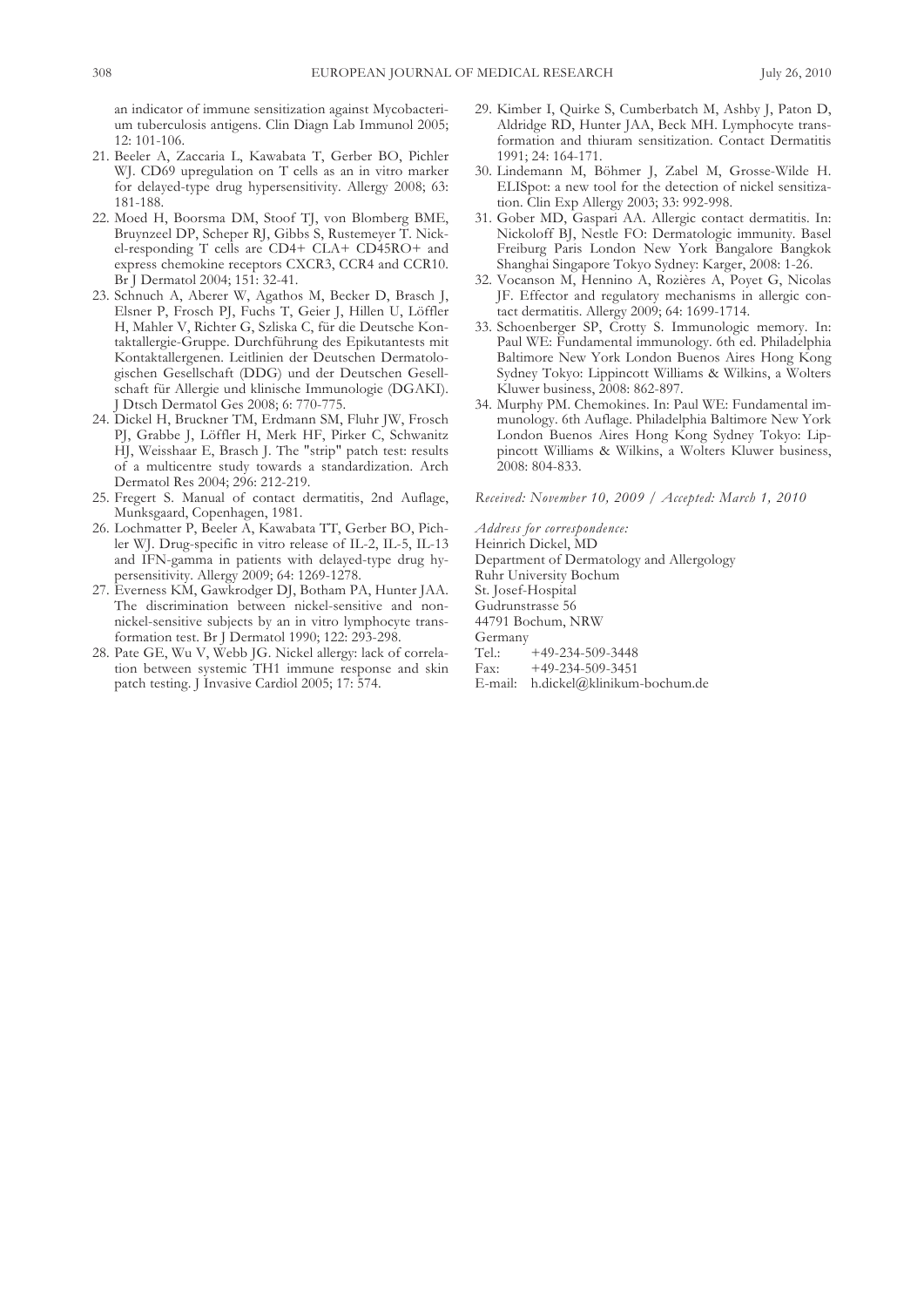an indicator of immune sensitization against Mycobacterium tuberculosis antigens. Clin Diagn Lab Immunol 2005; 12: 101-106.

21. Beeler A, Zaccaria L, Kawabata T, Gerber BO, Pichler WJ. CD69 upregulation on T cells as an in vitro marker for delayed-type drug hypersensitivity. Allergy 2008; 63: 181-188.
22. Moed H, Boorsma DM, Stoof TJ, von Blomberg BME, Bruynzeel DP, Scheper RJ, Gibbs S, Rustemeyer T. Nickel-responding T cells are CD4+ CLA+ CD45RO+ and express chemokine receptors CXCR3, CCR4 and CCR10. Br J Dermatol 2004; 151: 32-41.
23. Schnuch A, Aberer W, Agathos M, Becker D, Brasch J, Elsner P, Frosch PJ, Fuchs T, Geier J, Hillen U, Löffler H, Mahler V, Richter G, Szliska C, für die Deutsche Kontaktallergie-Gruppe. Durchführung des Epikutantests mit Kontaktallergenen. Leitlinien der Deutschen Dermatologischen Gesellschaft (DDG) und der Deutschen Gesellschaft für Allergie und klinische Immunologie (DGAKI). J Dtsch Dermatol Ges 2008; 6: 770-775.
24. Dickel H, Bruckner TM, Erdmann SM, Fluhr JW, Frosch PJ, Grabbe J, Löffler H, Merk HF, Pirker C, Schwanitz HJ, Weisshaar E, Brasch J. The "strip" patch test: results of a multicentre study towards a standardization. Arch Dermatol Res 2004; 296: 212-219.
25. Fregert S. Manual of contact dermatitis, 2nd Auflage, Munksgaard, Copenhagen, 1981.
26. Lochmatter P, Beeler A, Kawabata TT, Gerber BO, Pichler WJ. Drug-specific in vitro release of IL-2, IL-5, IL-13 and IFN-gamma in patients with delayed-type drug hypersensitivity. Allergy 2009; 64: 1269-1278.
27. Everness KM, Gawkrodger DJ, Botham PA, Hunter JAA. The discrimination between nickel-sensitive and non-nickel-sensitive subjects by an in vitro lymphocyte transformation test. Br J Dermatol 1990; 122: 293-298.
28. Pate GE, Wu V, Webb JG. Nickel allergy: lack of correlation between systemic TH1 immune response and skin patch testing. J Invasive Cardiol 2005; 17: 574.
29. Kimber I, Quirke S, Cumberbatch M, Ashby J, Paton D, Aldridge RD, Hunter JAA, Beck MH. Lymphocyte transformation and thiuram sensitization. Contact Dermatitis 1991; 24: 164-171.
30. Lindemann M, Böhmer J, Zabel M, Grosse-Wilde H. ELISpot: a new tool for the detection of nickel sensitization. Clin Exp Allergy 2003; 33: 992-998.
31. Gober MD, Gaspari AA. Allergic contact dermatitis. In: Nickoloff BJ, Nestle FO: Dermatologic immunity. Basel Freiburg Paris London New York Bangalore Bangkok Shanghai Singapore Tokyo Sydney: Karger, 2008: 1-26.
32. Vocanson M, Hennino A, Rozières A, Poyet G, Nicolas JF. Effector and regulatory mechanisms in allergic contact dermatitis. Allergy 2009; 64: 1699-1714.
33. Schoenberger SP, Crotty S. Immunologic memory. In: Paul WE: Fundamental immunology. 6th ed. Philadelphia Baltimore New York London Buenos Aires Hong Kong Sydney Tokyo: Lippincott Williams & Wilkins, a Wolters Kluwer business, 2008: 862-897.
34. Murphy PM. Chemokines. In: Paul WE: Fundamental immunology. 6th Auflage. Philadelphia Baltimore New York London Buenos Aires Hong Kong Sydney Tokyo: Lippincott Williams & Wilkins, a Wolters Kluwer business, 2008: 804-833.

*Received: November 10, 2009 / Accepted: March 1, 2010*

*Address for correspondence:*
Heinrich Dickel, MD
Department of Dermatology and Allergology
Ruhr University Bochum
St. Josef-Hospital
Gudrunstrasse 56
44791 Bochum, NRW
Germany
Tel.: +49-234-509-3448
Fax: +49-234-509-3451
E-mail: h.dickel@klinikum-bochum.de